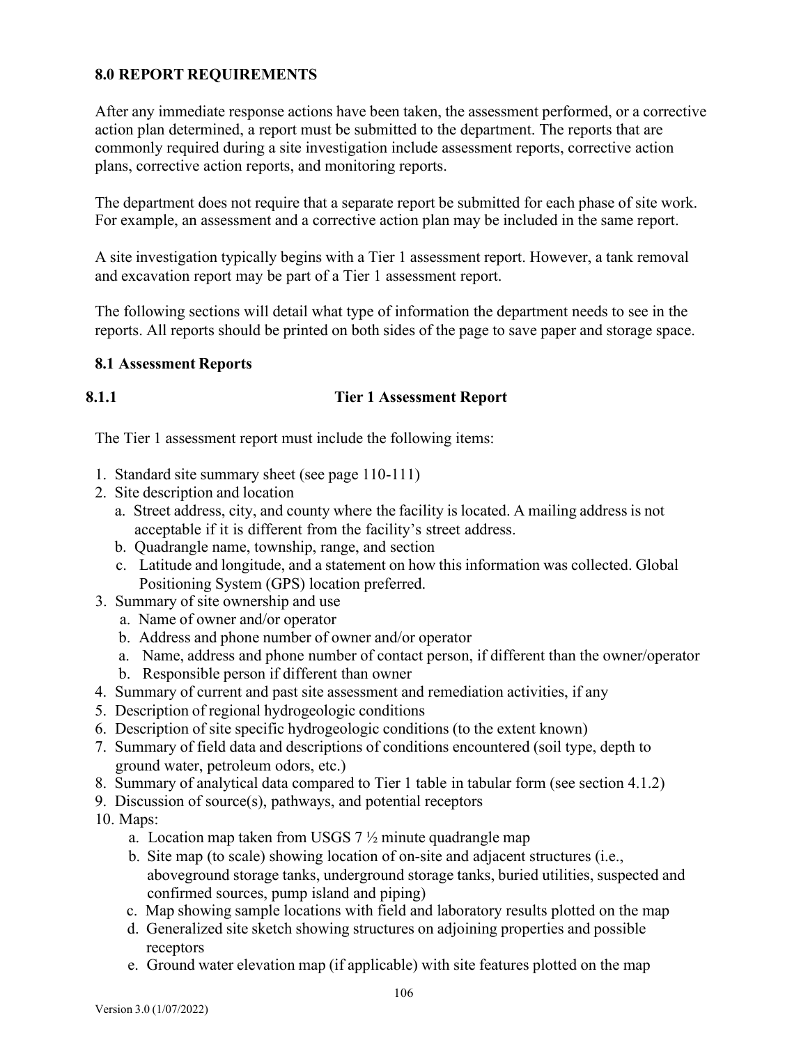## 8.0 REPORT REQUIREMENTS

After any immediate response actions have been taken, the assessment performed, or a corrective action plan determined, a report must be submitted to the department. The reports that are commonly required during a site investigation include assessment reports, corrective action plans, corrective action reports, and monitoring reports.

The department does not require that a separate report be submitted for each phase of site work. For example, an assessment and a corrective action plan may be included in the same report.

A site investigation typically begins with a Tier 1 assessment report. However, a tank removal and excavation report may be part of a Tier 1 assessment report.

The following sections will detail what type of information the department needs to see in the reports. All reports should be printed on both sides of the page to save paper and storage space.

### 8.1 Assessment Reports

#### 8.1.1 Tier 1 Assessment Report

The Tier 1 assessment report must include the following items:

1. Standard site summary sheet (see page 110-111)
2. Site description and location
   a. Street address, city, and county where the facility is located. A mailing address is not acceptable if it is different from the facility's street address.
   b. Quadrangle name, township, range, and section
   c. Latitude and longitude, and a statement on how this information was collected. Global Positioning System (GPS) location preferred.
3. Summary of site ownership and use
   a. Name of owner and/or operator
   b. Address and phone number of owner and/or operator
   a. Name, address and phone number of contact person, if different than the owner/operator
   b. Responsible person if different than owner
4. Summary of current and past site assessment and remediation activities, if any
5. Description of regional hydrogeologic conditions
6. Description of site specific hydrogeologic conditions (to the extent known)
7. Summary of field data and descriptions of conditions encountered (soil type, depth to ground water, petroleum odors, etc.)
8. Summary of analytical data compared to Tier 1 table in tabular form (see section 4.1.2)
9. Discussion of source(s), pathways, and potential receptors
10. Maps:
    a. Location map taken from USGS 7 ½ minute quadrangle map
    b. Site map (to scale) showing location of on-site and adjacent structures (i.e., aboveground storage tanks, underground storage tanks, buried utilities, suspected and confirmed sources, pump island and piping)
    c. Map showing sample locations with field and laboratory results plotted on the map
    d. Generalized site sketch showing structures on adjoining properties and possible receptors
    e. Ground water elevation map (if applicable) with site features plotted on the map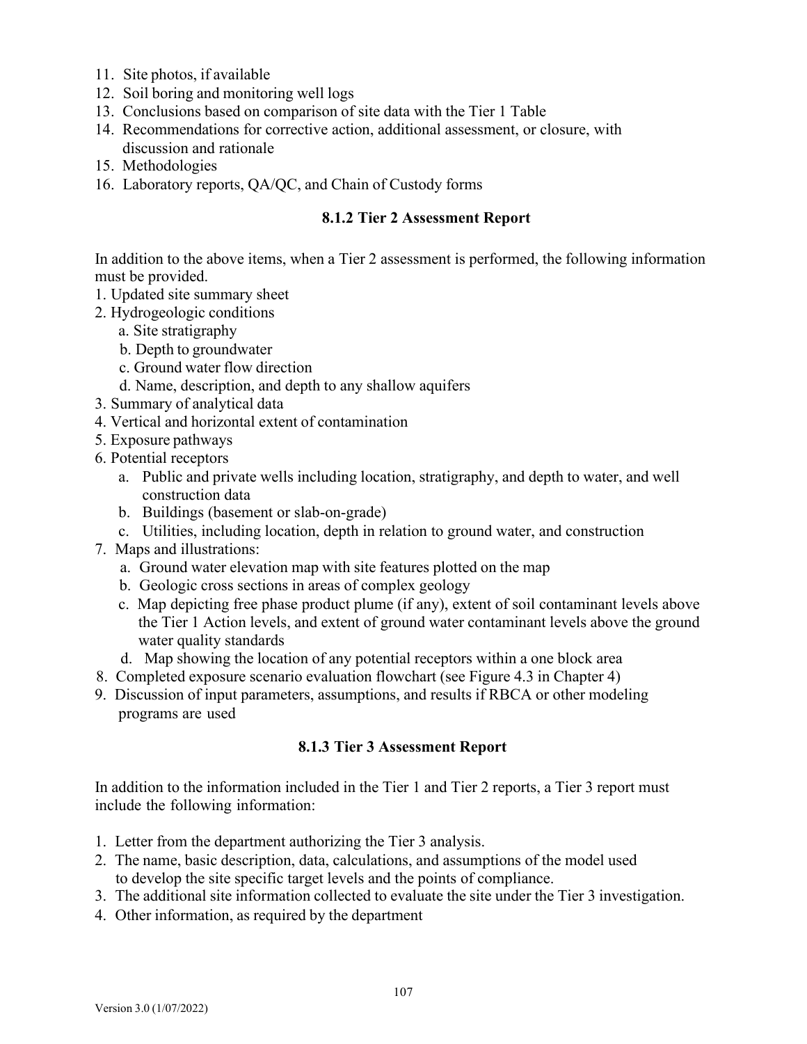11. Site photos, if available
12. Soil boring and monitoring well logs
13. Conclusions based on comparison of site data with the Tier 1 Table
14. Recommendations for corrective action, additional assessment, or closure, with discussion and rationale
15. Methodologies
16. Laboratory reports, QA/QC, and Chain of Custody forms

### 8.1.2 Tier 2 Assessment Report

In addition to the above items, when a Tier 2 assessment is performed, the following information must be provided.

1. Updated site summary sheet
2. Hydrogeologic conditions
    a. Site stratigraphy
    b. Depth to groundwater
    c. Ground water flow direction
    d. Name, description, and depth to any shallow aquifers
3. Summary of analytical data
4. Vertical and horizontal extent of contamination
5. Exposure pathways
6. Potential receptors
    a. Public and private wells including location, stratigraphy, and depth to water, and well construction data
    b. Buildings (basement or slab-on-grade)
    c. Utilities, including location, depth in relation to ground water, and construction
7. Maps and illustrations:
    a. Ground water elevation map with site features plotted on the map
    b. Geologic cross sections in areas of complex geology
    c. Map depicting free phase product plume (if any), extent of soil contaminant levels above the Tier 1 Action levels, and extent of ground water contaminant levels above the ground water quality standards
    d. Map showing the location of any potential receptors within a one block area
8. Completed exposure scenario evaluation flowchart (see Figure 4.3 in Chapter 4)
9. Discussion of input parameters, assumptions, and results if RBCA or other modeling programs are used

### 8.1.3 Tier 3 Assessment Report

In addition to the information included in the Tier 1 and Tier 2 reports, a Tier 3 report must include the following information:

1. Letter from the department authorizing the Tier 3 analysis.
2. The name, basic description, data, calculations, and assumptions of the model used to develop the site specific target levels and the points of compliance.
3. The additional site information collected to evaluate the site under the Tier 3 investigation.
4. Other information, as required by the department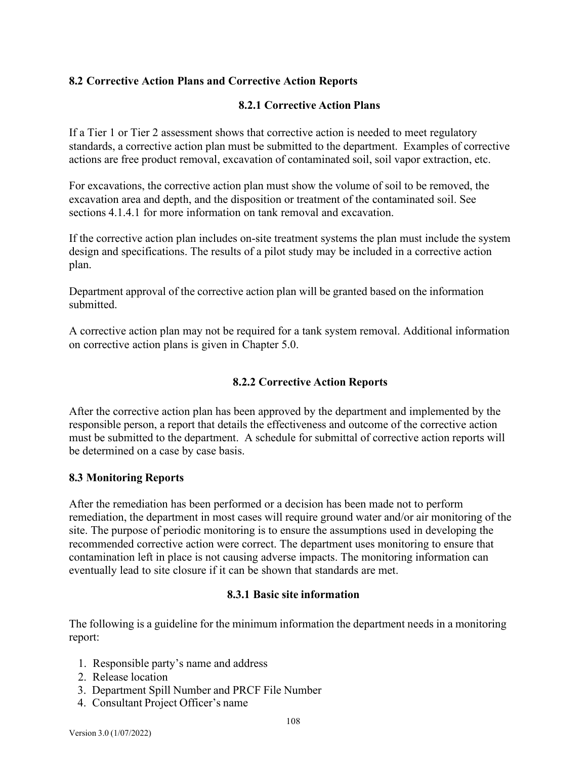## 8.2 Corrective Action Plans and Corrective Action Reports

### 8.2.1 Corrective Action Plans

If a Tier 1 or Tier 2 assessment shows that corrective action is needed to meet regulatory standards, a corrective action plan must be submitted to the department. Examples of corrective actions are free product removal, excavation of contaminated soil, soil vapor extraction, etc.

For excavations, the corrective action plan must show the volume of soil to be removed, the excavation area and depth, and the disposition or treatment of the contaminated soil. See sections 4.1.4.1 for more information on tank removal and excavation.

If the corrective action plan includes on-site treatment systems the plan must include the system design and specifications. The results of a pilot study may be included in a corrective action plan.

Department approval of the corrective action plan will be granted based on the information submitted.

A corrective action plan may not be required for a tank system removal. Additional information on corrective action plans is given in Chapter 5.0.

### 8.2.2 Corrective Action Reports

After the corrective action plan has been approved by the department and implemented by the responsible person, a report that details the effectiveness and outcome of the corrective action must be submitted to the department. A schedule for submittal of corrective action reports will be determined on a case by case basis.

## 8.3 Monitoring Reports

After the remediation has been performed or a decision has been made not to perform remediation, the department in most cases will require ground water and/or air monitoring of the site. The purpose of periodic monitoring is to ensure the assumptions used in developing the recommended corrective action were correct. The department uses monitoring to ensure that contamination left in place is not causing adverse impacts. The monitoring information can eventually lead to site closure if it can be shown that standards are met.

### 8.3.1 Basic site information

The following is a guideline for the minimum information the department needs in a monitoring report:

1. Responsible party's name and address
2. Release location
3. Department Spill Number and PRCF File Number
4. Consultant Project Officer's name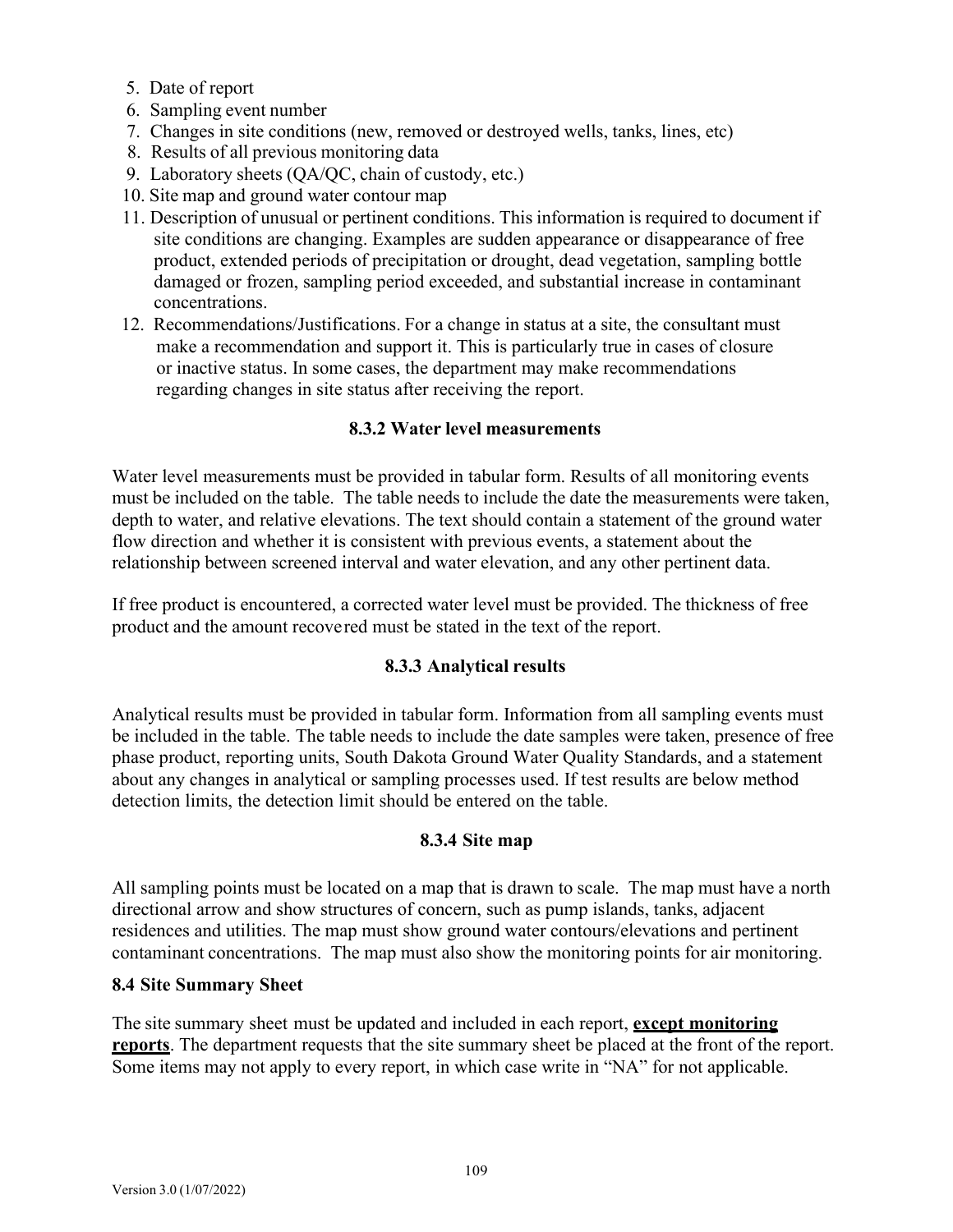5. Date of report
6. Sampling event number
7. Changes in site conditions (new, removed or destroyed wells, tanks, lines, etc)
8. Results of all previous monitoring data
9. Laboratory sheets (QA/QC, chain of custody, etc.)
10. Site map and ground water contour map
11. Description of unusual or pertinent conditions. This information is required to document if site conditions are changing. Examples are sudden appearance or disappearance of free product, extended periods of precipitation or drought, dead vegetation, sampling bottle damaged or frozen, sampling period exceeded, and substantial increase in contaminant concentrations.
12. Recommendations/Justifications. For a change in status at a site, the consultant must make a recommendation and support it. This is particularly true in cases of closure or inactive status. In some cases, the department may make recommendations regarding changes in site status after receiving the report.

### 8.3.2 Water level measurements

Water level measurements must be provided in tabular form. Results of all monitoring events must be included on the table. The table needs to include the date the measurements were taken, depth to water, and relative elevations. The text should contain a statement of the ground water flow direction and whether it is consistent with previous events, a statement about the relationship between screened interval and water elevation, and any other pertinent data.

If free product is encountered, a corrected water level must be provided. The thickness of free product and the amount recovered must be stated in the text of the report.

### 8.3.3 Analytical results

Analytical results must be provided in tabular form. Information from all sampling events must be included in the table. The table needs to include the date samples were taken, presence of free phase product, reporting units, South Dakota Ground Water Quality Standards, and a statement about any changes in analytical or sampling processes used. If test results are below method detection limits, the detection limit should be entered on the table.

### 8.3.4 Site map

All sampling points must be located on a map that is drawn to scale. The map must have a north directional arrow and show structures of concern, such as pump islands, tanks, adjacent residences and utilities. The map must show ground water contours/elevations and pertinent contaminant concentrations. The map must also show the monitoring points for air monitoring.

## 8.4 Site Summary Sheet

The site summary sheet must be updated and included in each report, **except monitoring reports**. The department requests that the site summary sheet be placed at the front of the report. Some items may not apply to every report, in which case write in "NA" for not applicable.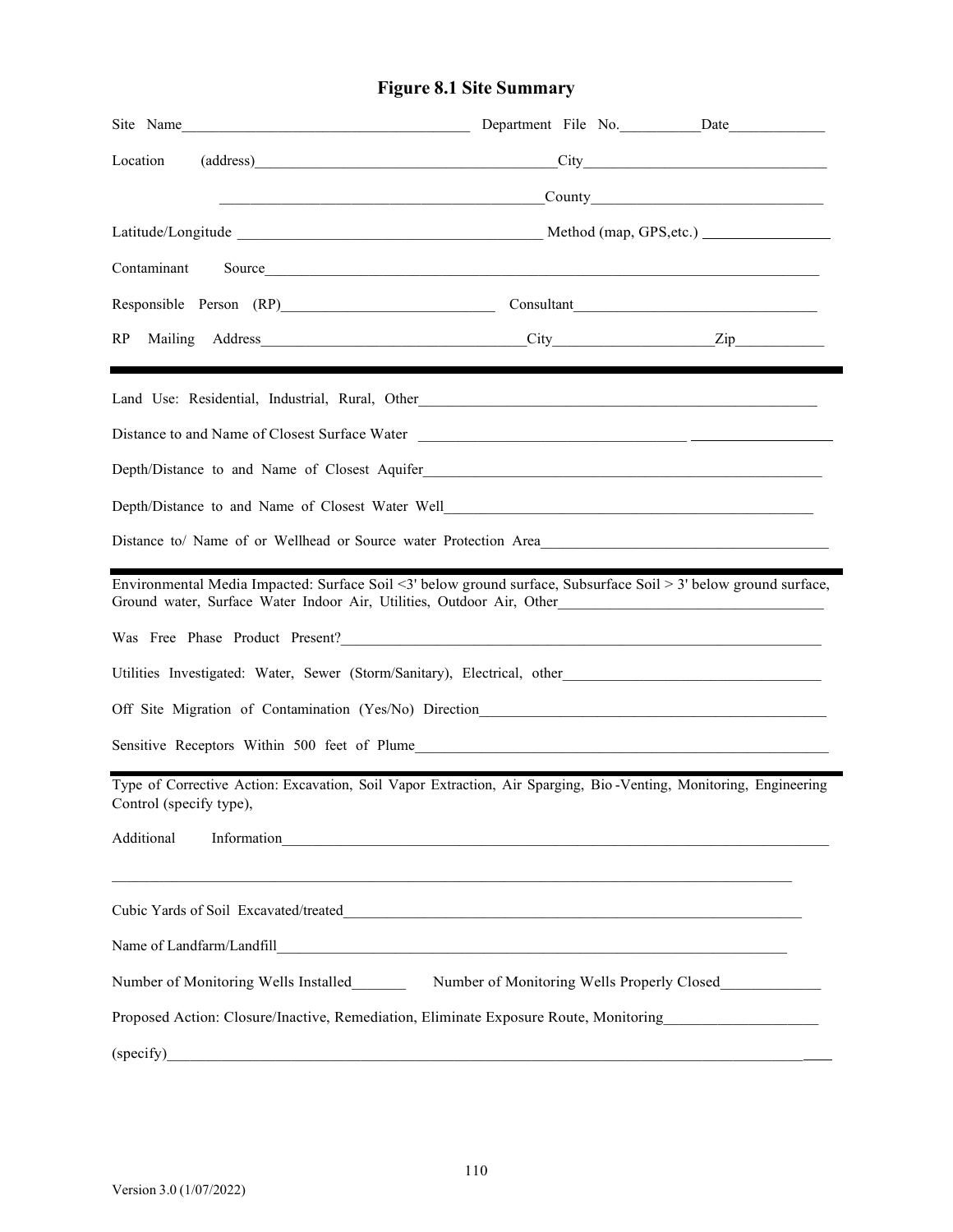# Figure 8.1 Site Summary

Site Name________________________________________ Department File No.___________Date_____________

Location (address)__________________________________________City________________________________

__________________________________________County______________________________

Latitude/Longitude ________________________________________ Method (map, GPS,etc.) _________________

Contaminant Source_____________________________________________________________________________

Responsible Person (RP)_____________________________ Consultant________________________________

RP Mailing Address____________________________________City_____________________Zip____________

---

Land Use: Residential, Industrial, Rural, Other_______________________________________________________

Distance to and Name of Closest Surface Water ____________________________________ ___________________

Depth/Distance to and Name of Closest Aquifer_______________________________________________________

Depth/Distance to and Name of Closest Water Well_________________________________________________

Distance to/ Name of or Wellhead or Source water Protection Area_______________________________________

---

Environmental Media Impacted: Surface Soil <3' below ground surface, Subsurface Soil > 3' below ground surface, Ground water, Surface Water Indoor Air, Utilities, Outdoor Air, Other___________________________________

Was Free Phase Product Present?____________________________________________________________________

Utilities Investigated: Water, Sewer (Storm/Sanitary), Electrical, other__________________________________

Off Site Migration of Contamination (Yes/No) Direction________________________________________________

Sensitive Receptors Within 500 feet of Plume_________________________________________________________

---

Type of Corrective Action: Excavation, Soil Vapor Extraction, Air Sparging, Bio-Venting, Monitoring, Engineering Control (specify type),

Additional Information__________________________________________________________________________

_____________________________________________________________________________________________

Cubic Yards of Soil Excavated/treated_______________________________________________________________

Name of Landfarm/Landfill________________________________________________________________________

Number of Monitoring Wells Installed_______ Number of Monitoring Wells Properly Closed_____________

Proposed Action: Closure/Inactive, Remediation, Eliminate Exposure Route, Monitoring____________________

(specify)_______________________________________________________________________________________

Version 3.0 (1/07/2022)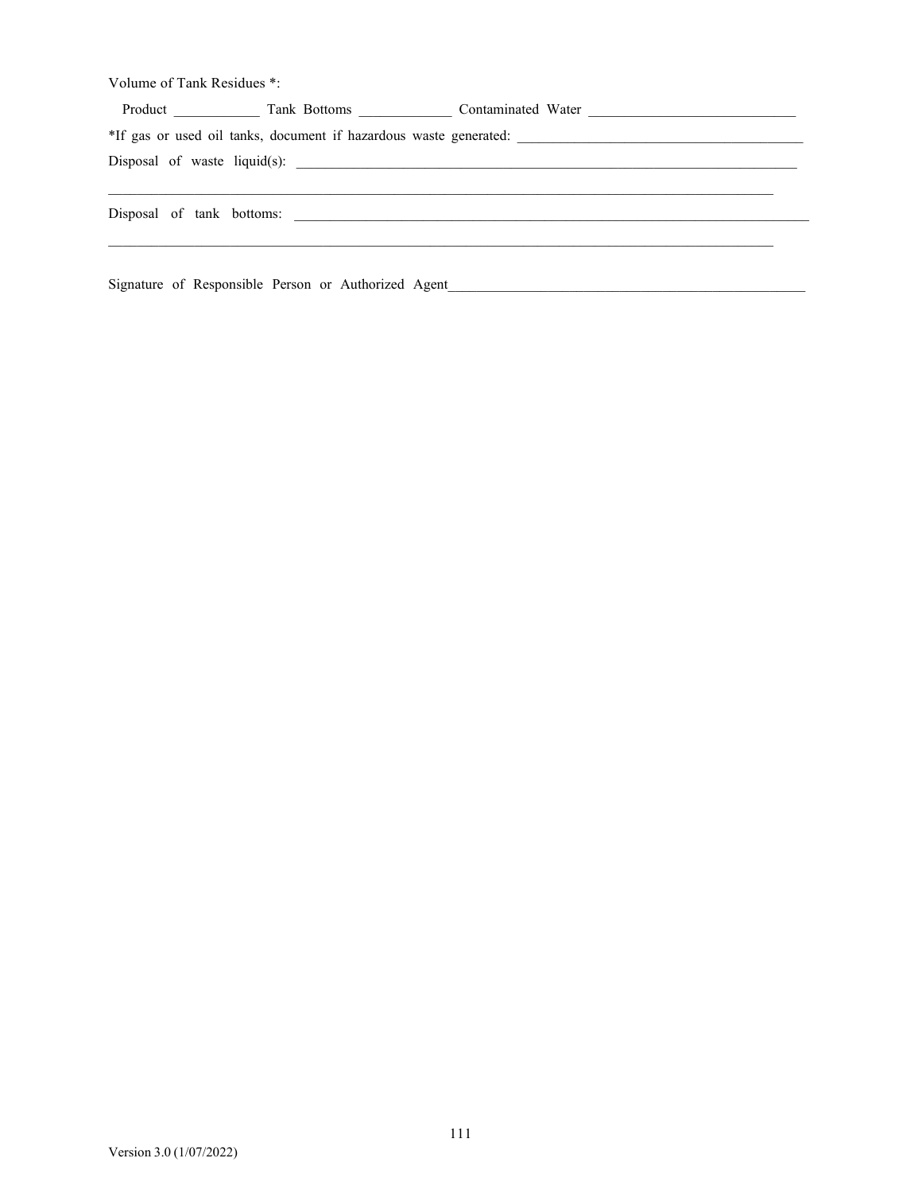Volume of Tank Residues *:

Product ____________ Tank Bottoms _____________ Contaminated Water _____________________________

*If gas or used oil tanks, document if hazardous waste generated: ________________________________________

Disposal of waste liquid(s): ___________________________________________________________________________

_____________________________________________________________________________________________

Disposal of tank bottoms: _____________________________________________________________________________

_____________________________________________________________________________________________

Signature of Responsible Person or Authorized Agent__________________________________________________

Version 3.0 (1/07/2022)